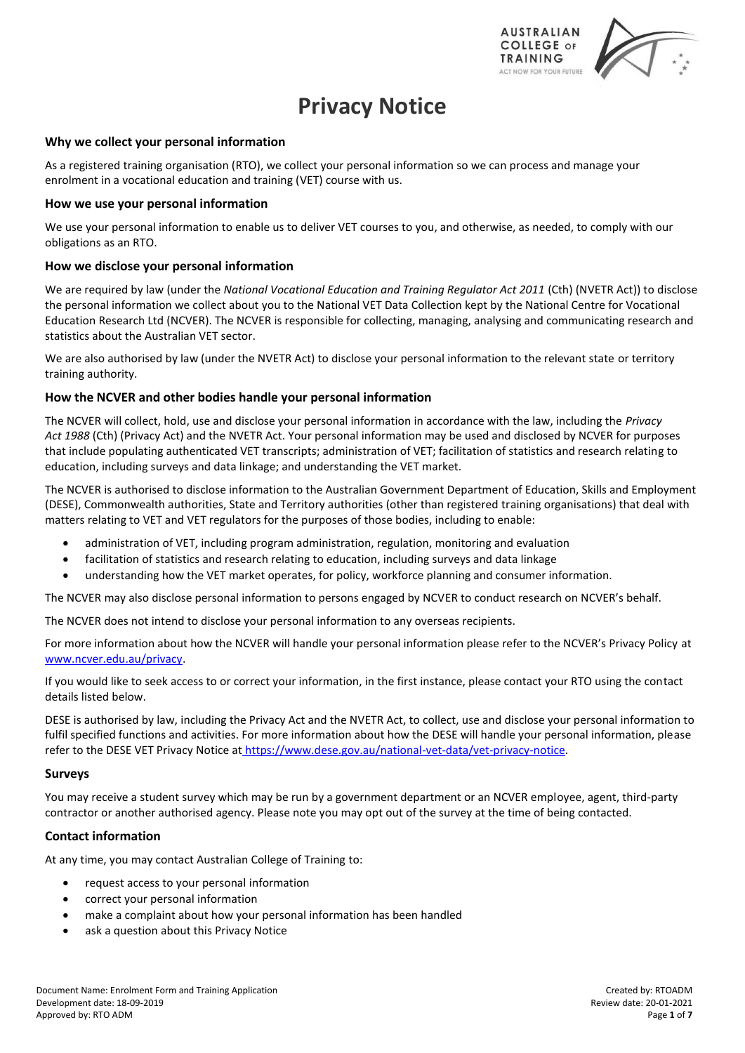# Privacy Notice

### Why we collect your personal information

As a registered training organisation (RTO), we collect your personal information so we can process and manage your enrolment in a vocational education and training (VET) course with us.

### How we use your personal information

We use your personal information to enable us to deliver VET courses to you, and otherwise, as needed, to comply with our obligations as an RTO.

### How we disclose your personal information

We are required by law (under the *National Vocational Education and Training Regulator Act 2011* (Cth) (NVETR Act)) to disclose the personal information we collect about you to the National VET Data Collection kept by the National Centre for Vocational Education Research Ltd (NCVER). The NCVER is responsible for collecting, managing, analysing and communicating research and statistics about the Australian VET sector.

We are also authorised by law (under the NVETR Act) to disclose your personal information to the relevant state or territory training authority.

### How the NCVER and other bodies handle your personal information

The NCVER will collect, hold, use and disclose your personal information in accordance with the law, including the *Privacy Act 1988* (Cth) (Privacy Act) and the NVETR Act. Your personal information may be used and disclosed by NCVER for purposes that include populating authenticated VET transcripts; administration of VET; facilitation of statistics and research relating to education, including surveys and data linkage; and understanding the VET market.

The NCVER is authorised to disclose information to the Australian Government Department of Education, Skills and Employment (DESE), Commonwealth authorities, State and Territory authorities (other than registered training organisations) that deal with matters relating to VET and VET regulators for the purposes of those bodies, including to enable:

- administration of VET, including program administration, regulation, monitoring and evaluation
- facilitation of statistics and research relating to education, including surveys and data linkage
- understanding how the VET market operates, for policy, workforce planning and consumer information.

The NCVER may also disclose personal information to persons engaged by NCVER to conduct research on NCVER's behalf.

The NCVER does not intend to disclose your personal information to any overseas recipients.

For more information about how the NCVER will handle your personal information please refer to the NCVER's Privacy Policy at www.ncver.edu.au/privacy.

If you would like to seek access to or correct your information, in the first instance, please contact your RTO using the contact details listed below.

DESE is authorised by law, including the Privacy Act and the NVETR Act, to collect, use and disclose your personal information to fulfil specified functions and activities. For more information about how the DESE will handle your personal information, please refer to the DESE VET Privacy Notice at https://www.dese.gov.au/national-vet-data/vet-privacy-notice.

### Surveys

You may receive a student survey which may be run by a government department or an NCVER employee, agent, third-party contractor or another authorised agency. Please note you may opt out of the survey at the time of being contacted.

### Contact information

At any time, you may contact Australian College of Training to:

- request access to your personal information
- correct your personal information
- make a complaint about how your personal information has been handled
- ask a question about this Privacy Notice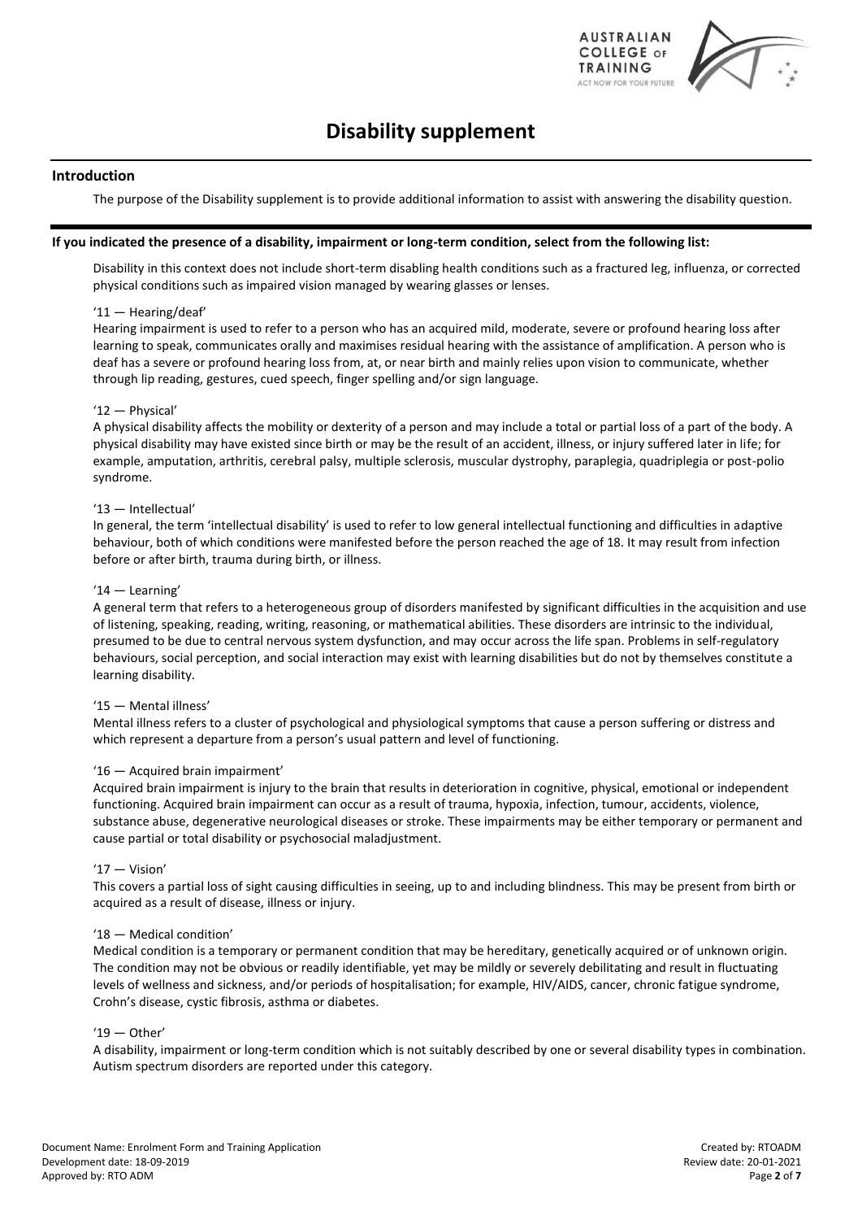# Disability supplement

## Introduction

The purpose of the Disability supplement is to provide additional information to assist with answering the disability question.

**If you indicated the presence of a disability, impairment or long-term condition, select from the following list:**

Disability in this context does not include short-term disabling health conditions such as a fractured leg, influenza, or corrected physical conditions such as impaired vision managed by wearing glasses or lenses.

'11 — Hearing/deaf'
Hearing impairment is used to refer to a person who has an acquired mild, moderate, severe or profound hearing loss after learning to speak, communicates orally and maximises residual hearing with the assistance of amplification. A person who is deaf has a severe or profound hearing loss from, at, or near birth and mainly relies upon vision to communicate, whether through lip reading, gestures, cued speech, finger spelling and/or sign language.

'12 — Physical'
A physical disability affects the mobility or dexterity of a person and may include a total or partial loss of a part of the body. A physical disability may have existed since birth or may be the result of an accident, illness, or injury suffered later in life; for example, amputation, arthritis, cerebral palsy, multiple sclerosis, muscular dystrophy, paraplegia, quadriplegia or post-polio syndrome.

'13 — Intellectual'
In general, the term 'intellectual disability' is used to refer to low general intellectual functioning and difficulties in adaptive behaviour, both of which conditions were manifested before the person reached the age of 18. It may result from infection before or after birth, trauma during birth, or illness.

'14 — Learning'
A general term that refers to a heterogeneous group of disorders manifested by significant difficulties in the acquisition and use of listening, speaking, reading, writing, reasoning, or mathematical abilities. These disorders are intrinsic to the individual, presumed to be due to central nervous system dysfunction, and may occur across the life span. Problems in self-regulatory behaviours, social perception, and social interaction may exist with learning disabilities but do not by themselves constitute a learning disability.

'15 — Mental illness'
Mental illness refers to a cluster of psychological and physiological symptoms that cause a person suffering or distress and which represent a departure from a person's usual pattern and level of functioning.

'16 — Acquired brain impairment'
Acquired brain impairment is injury to the brain that results in deterioration in cognitive, physical, emotional or independent functioning. Acquired brain impairment can occur as a result of trauma, hypoxia, infection, tumour, accidents, violence, substance abuse, degenerative neurological diseases or stroke. These impairments may be either temporary or permanent and cause partial or total disability or psychosocial maladjustment.

'17 — Vision'
This covers a partial loss of sight causing difficulties in seeing, up to and including blindness. This may be present from birth or acquired as a result of disease, illness or injury.

'18 — Medical condition'
Medical condition is a temporary or permanent condition that may be hereditary, genetically acquired or of unknown origin. The condition may not be obvious or readily identifiable, yet may be mildly or severely debilitating and result in fluctuating levels of wellness and sickness, and/or periods of hospitalisation; for example, HIV/AIDS, cancer, chronic fatigue syndrome, Crohn's disease, cystic fibrosis, asthma or diabetes.

'19 — Other'
A disability, impairment or long-term condition which is not suitably described by one or several disability types in combination. Autism spectrum disorders are reported under this category.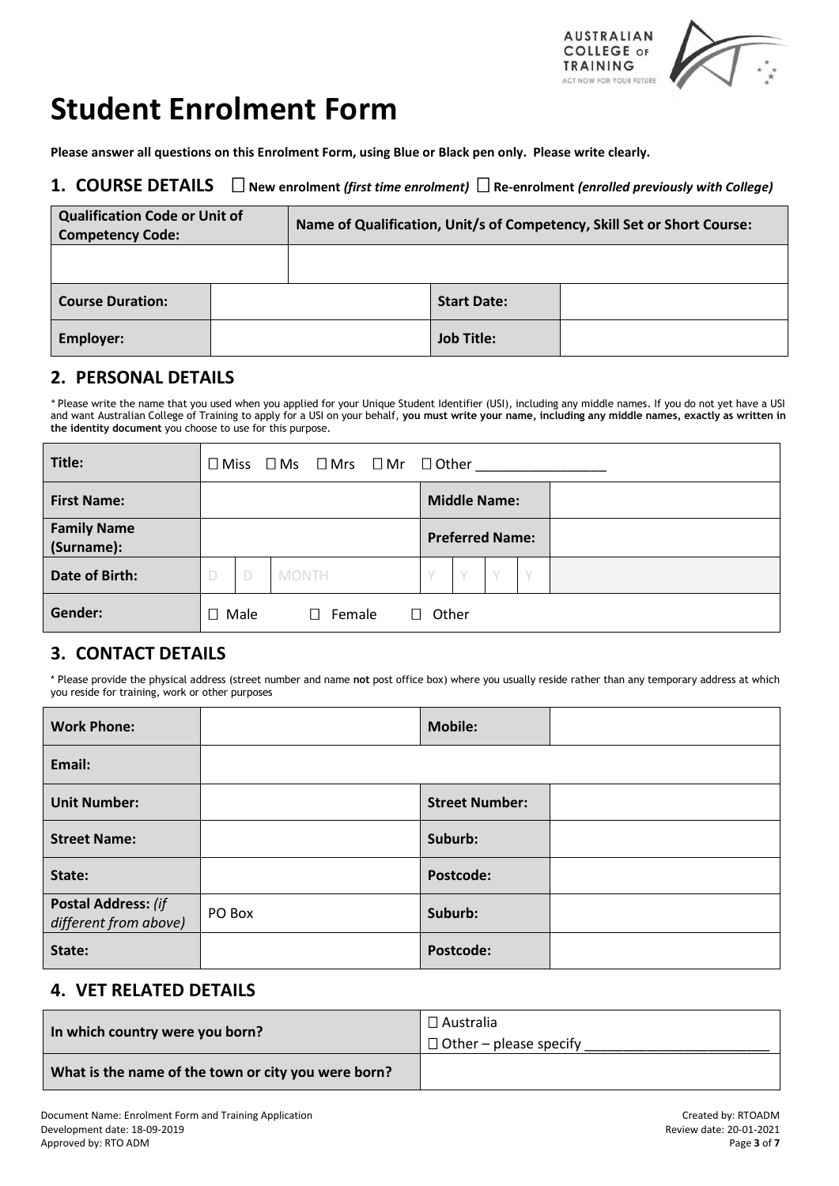# Student Enrolment Form

**Please answer all questions on this Enrolment Form, using Blue or Black pen only. Please write clearly.**

## 1. COURSE DETAILS ☐ New enrolment *(first time enrolment)* ☐ Re-enrolment *(enrolled previously with College)*

| Qualification Code or Unit of Competency Code: | | Name of Qualification, Unit/s of Competency, Skill Set or Short Course: | |
|---|---|---|---|
| | | | |
| **Course Duration:** | | **Start Date:** | |
| **Employer:** | | **Job Title:** | |

## 2. PERSONAL DETAILS

\* Please write the name that you used when you applied for your Unique Student Identifier (USI), including any middle names. If you do not yet have a USI and want Australian College of Training to apply for a USI on your behalf, **you must write your name, including any middle names, exactly as written in the identity document** you choose to use for this purpose.

| **Title:** | ☐ Miss ☐ Ms ☐ Mrs ☐ Mr ☐ Other _________________ | | |
|---|---|---|---|
| **First Name:** | | **Middle Name:** | |
| **Family Name (Surname):** | | **Preferred Name:** | |
| **Date of Birth:** | D D MONTH | Y Y Y Y | |
| **Gender:** | ☐ Male ☐ Female ☐ Other | | |

## 3. CONTACT DETAILS

\* Please provide the physical address (street number and name **not** post office box) where you usually reside rather than any temporary address at which you reside for training, work or other purposes

| **Work Phone:** | | **Mobile:** | |
|---|---|---|---|
| **Email:** | | | |
| **Unit Number:** | | **Street Number:** | |
| **Street Name:** | | **Suburb:** | |
| **State:** | | **Postcode:** | |
| **Postal Address:** *(if different from above)* | PO Box | **Suburb:** | |
| **State:** | | **Postcode:** | |

## 4. VET RELATED DETAILS

| **In which country were you born?** | ☐ Australia<br>☐ Other – please specify ________________________ |
|---|---|
| **What is the name of the town or city you were born?** | |

Document Name: Enrolment Form and Training Application
Development date: 18-09-2019
Approved by: RTO ADM

Created by: RTOADM
Review date: 20-01-2021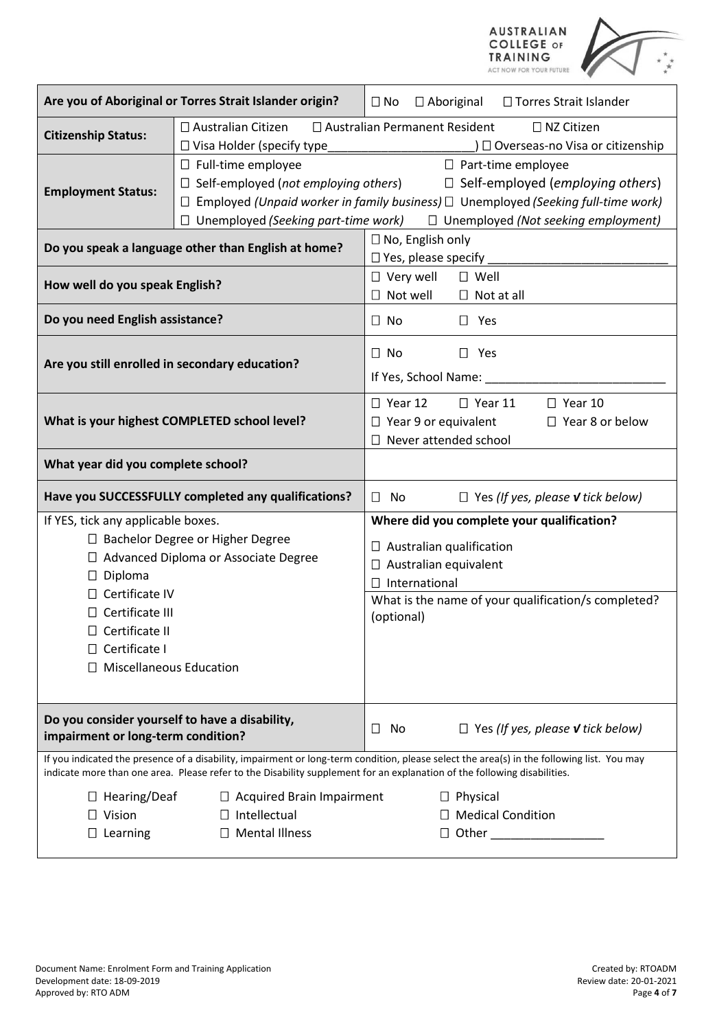| Are you of Aboriginal or Torres Strait Islander origin? | ☐ No ☐ Aboriginal ☐ Torres Strait Islander |
|---|---|
| **Citizenship Status:** | ☐ Australian Citizen ☐ Australian Permanent Resident ☐ NZ Citizen<br>☐ Visa Holder (specify type_____________________) ☐ Overseas-no Visa or citizenship |
| **Employment Status:** | ☐ Full-time employee ☐ Part-time employee<br>☐ Self-employed (*not employing others*) ☐ Self-employed (*employing others*)<br>☐ Employed *(Unpaid worker in family business)* ☐ Unemployed *(Seeking full-time work)*<br>☐ Unemployed *(Seeking part-time work)* ☐ Unemployed *(Not seeking employment)* |
| **Do you speak a language other than English at home?** | ☐ No, English only<br>☐ Yes, please specify ___________________________ |
| **How well do you speak English?** | ☐ Very well ☐ Well<br>☐ Not well ☐ Not at all |
| **Do you need English assistance?** | ☐ No ☐ Yes |
| **Are you still enrolled in secondary education?** | ☐ No ☐ Yes<br>If Yes, School Name: ___________________________ |
| **What is your highest COMPLETED school level?** | ☐ Year 12 ☐ Year 11 ☐ Year 10<br>☐ Year 9 or equivalent ☐ Year 8 or below<br>☐ Never attended school |
| **What year did you complete school?** | |
| **Have you SUCCESSFULLY completed any qualifications?** | ☐ No ☐ Yes *(If yes, please* ✔ *tick below)* |
| If YES, tick any applicable boxes.<br>☐ Bachelor Degree or Higher Degree<br>☐ Advanced Diploma or Associate Degree<br>☐ Diploma<br>☐ Certificate IV<br>☐ Certificate III<br>☐ Certificate II<br>☐ Certificate I<br>☐ Miscellaneous Education | **Where did you complete your qualification?**<br>☐ Australian qualification<br>☐ Australian equivalent<br>☐ International<br>What is the name of your qualification/s completed? (optional) |
| **Do you consider yourself to have a disability, impairment or long-term condition?** | ☐ No ☐ Yes *(If yes, please* ✔ *tick below)* |

If you indicated the presence of a disability, impairment or long-term condition, please select the area(s) in the following list. You may indicate more than one area. Please refer to the Disability supplement for an explanation of the following disabilities.

| | | |
|---|---|---|
| ☐ Hearing/Deaf | ☐ Acquired Brain Impairment | ☐ Physical |
| ☐ Vision | ☐ Intellectual | ☐ Medical Condition |
| ☐ Learning | ☐ Mental Illness | ☐ Other _________________ |

Document Name: Enrolment Form and Training Application
Development date: 18-09-2019
Approved by: RTO ADM

Created by: RTOADM
Review date: 20-01-2021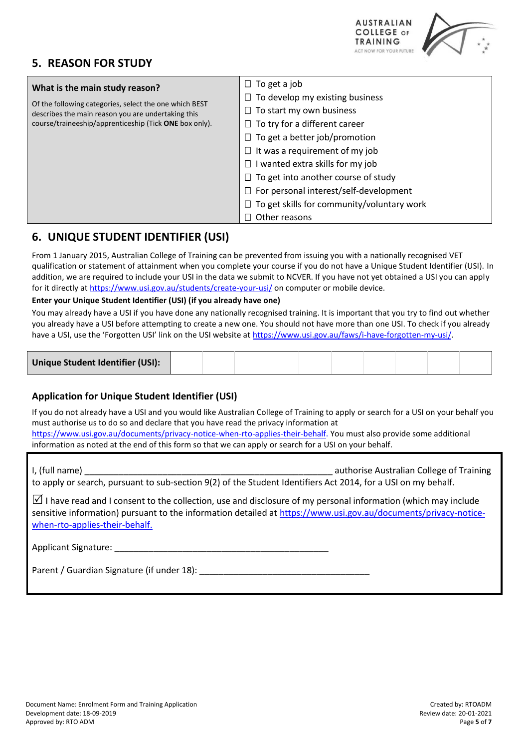## 5. REASON FOR STUDY

| **What is the main study reason?**<br><br>Of the following categories, select the one which BEST describes the main reason you are undertaking this course/traineeship/apprenticeship (Tick **ONE** box only). | ☐ To get a job<br>☐ To develop my existing business<br>☐ To start my own business<br>☐ To try for a different career<br>☐ To get a better job/promotion<br>☐ It was a requirement of my job<br>☐ I wanted extra skills for my job<br>☐ To get into another course of study<br>☐ For personal interest/self-development<br>☐ To get skills for community/voluntary work<br>☐ Other reasons |
|---|---|

## 6. UNIQUE STUDENT IDENTIFIER (USI)

From 1 January 2015, Australian College of Training can be prevented from issuing you with a nationally recognised VET qualification or statement of attainment when you complete your course if you do not have a Unique Student Identifier (USI). In addition, we are required to include your USI in the data we submit to NCVER. If you have not yet obtained a USI you can apply for it directly at https://www.usi.gov.au/students/create-your-usi/ on computer or mobile device.

**Enter your Unique Student Identifier (USI) (if you already have one)**

You may already have a USI if you have done any nationally recognised training. It is important that you try to find out whether you already have a USI before attempting to create a new one. You should not have more than one USI. To check if you already have a USI, use the 'Forgotten USI' link on the USI website at https://www.usi.gov.au/faws/i-have-forgotten-my-usi/.

| **Unique Student Identifier (USI):** | | | | | | | | | | |
|---|---|---|---|---|---|---|---|---|---|---|

### Application for Unique Student Identifier (USI)

If you do not already have a USI and you would like Australian College of Training to apply or search for a USI on your behalf you must authorise us to do so and declare that you have read the privacy information at https://www.usi.gov.au/documents/privacy-notice-when-rto-applies-their-behalf. You must also provide some additional information as noted at the end of this form so that we can apply or search for a USI on your behalf.

I, (full name) ____________________________________________________ authorise Australian College of Training to apply or search, pursuant to sub-section 9(2) of the Student Identifiers Act 2014, for a USI on my behalf.

☑ I have read and I consent to the collection, use and disclosure of my personal information (which may include sensitive information) pursuant to the information detailed at https://www.usi.gov.au/documents/privacy-notice-when-rto-applies-their-behalf.

Applicant Signature: _____________________________________________

Parent / Guardian Signature (if under 18): ___________________________________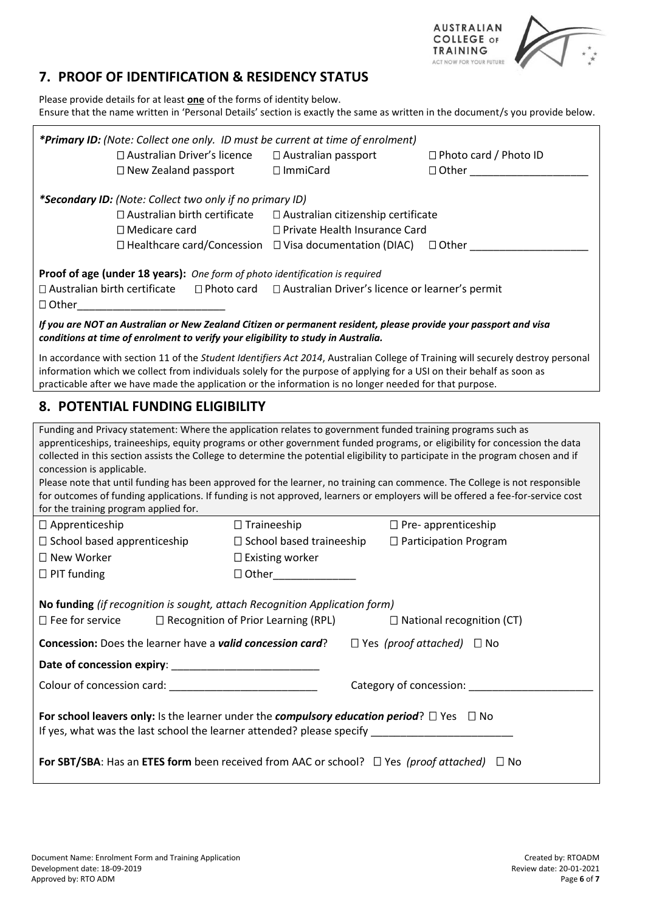## 7. PROOF OF IDENTIFICATION & RESIDENCY STATUS

Please provide details for at least **one** of the forms of identity below.
Ensure that the name written in 'Personal Details' section is exactly the same as written in the document/s you provide below.

***Primary ID:** *(Note: Collect one only. ID must be current at time of enrolment)*

☐ Australian Driver's licence ☐ Australian passport ☐ Photo card / Photo ID
☐ New Zealand passport ☐ ImmiCard ☐ Other ___________________

***Secondary ID:** *(Note: Collect two only if no primary ID)*

☐ Australian birth certificate ☐ Australian citizenship certificate
☐ Medicare card ☐ Private Health Insurance Card
☐ Healthcare card/Concession ☐ Visa documentation (DIAC) ☐ Other ___________________

**Proof of age (under 18 years):** *One form of photo identification is required*

☐ Australian birth certificate ☐ Photo card ☐ Australian Driver's licence or learner's permit
☐ Other_________________________

***If you are NOT an Australian or New Zealand Citizen or permanent resident, please provide your passport and visa conditions at time of enrolment to verify your eligibility to study in Australia.***

In accordance with section 11 of the *Student Identifiers Act 2014*, Australian College of Training will securely destroy personal information which we collect from individuals solely for the purpose of applying for a USI on their behalf as soon as practicable after we have made the application or the information is no longer needed for that purpose.

## 8. POTENTIAL FUNDING ELIGIBILITY

Funding and Privacy statement: Where the application relates to government funded training programs such as apprenticeships, traineeships, equity programs or other government funded programs, or eligibility for concession the data collected in this section assists the College to determine the potential eligibility to participate in the program chosen and if concession is applicable.

Please note that until funding has been approved for the learner, no training can commence. The College is not responsible for outcomes of funding applications. If funding is not approved, learners or employers will be offered a fee-for-service cost for the training program applied for.

| | | |
|---|---|---|
| ☐ Apprenticeship | ☐ Traineeship | ☐ Pre- apprenticeship |
| ☐ School based apprenticeship | ☐ School based traineeship | ☐ Participation Program |
| ☐ New Worker | ☐ Existing worker | |
| ☐ PIT funding | ☐ Other______________ | |

**No funding** *(if recognition is sought, attach Recognition Application form)*

☐ Fee for service ☐ Recognition of Prior Learning (RPL) ☐ National recognition (CT)

**Concession:** Does the learner have a ***valid concession card***? ☐ Yes *(proof attached)* ☐ No

**Date of concession expiry**: _________________________

Colour of concession card: _________________________ Category of concession: _____________________

**For school leavers only:** Is the learner under the ***compulsory education period***? ☐ Yes ☐ No
If yes, what was the last school the learner attended? please specify ________________________

**For SBT/SBA**: Has an **ETES form** been received from AAC or school? ☐ Yes *(proof attached)* ☐ No

Document Name: Enrolment Form and Training Application
Development date: 18-09-2019
Approved by: RTO ADM
Created by: RTOADM
Review date: 20-01-2021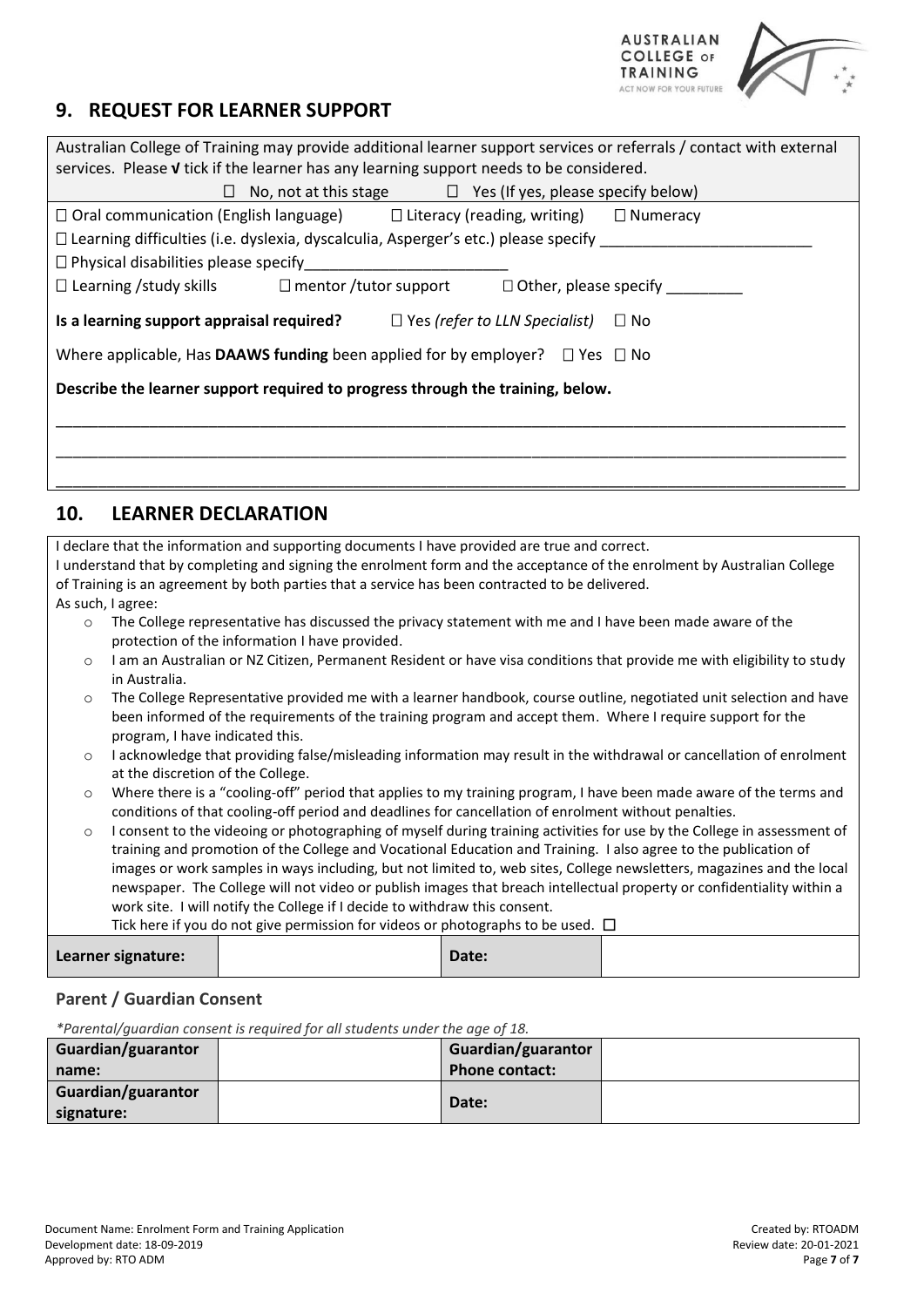## 9. REQUEST FOR LEARNER SUPPORT

Australian College of Training may provide additional learner support services or referrals / contact with external services. Please **√** tick if the learner has any learning support needs to be considered.

☐ No, not at this stage ☐ Yes (If yes, please specify below)

☐ Oral communication (English language) ☐ Literacy (reading, writing) ☐ Numeracy

☐ Learning difficulties (i.e. dyslexia, dyscalculia, Asperger's etc.) please specify _________________________

☐ Physical disabilities please specify________________________

☐ Learning /study skills ☐ mentor /tutor support ☐ Other, please specify _________

**Is a learning support appraisal required?** ☐ Yes *(refer to LLN Specialist)* ☐ No

Where applicable, Has **DAAWS funding** been applied for by employer? ☐ Yes ☐ No

**Describe the learner support required to progress through the training, below.**

_______________________________________________________________________________

_______________________________________________________________________________

_______________________________________________________________________________

## 10. LEARNER DECLARATION

I declare that the information and supporting documents I have provided are true and correct.
I understand that by completing and signing the enrolment form and the acceptance of the enrolment by Australian College of Training is an agreement by both parties that a service has been contracted to be delivered.
As such, I agree:

- The College representative has discussed the privacy statement with me and I have been made aware of the protection of the information I have provided.
- I am an Australian or NZ Citizen, Permanent Resident or have visa conditions that provide me with eligibility to study in Australia.
- The College Representative provided me with a learner handbook, course outline, negotiated unit selection and have been informed of the requirements of the training program and accept them. Where I require support for the program, I have indicated this.
- I acknowledge that providing false/misleading information may result in the withdrawal or cancellation of enrolment at the discretion of the College.
- Where there is a "cooling-off" period that applies to my training program, I have been made aware of the terms and conditions of that cooling-off period and deadlines for cancellation of enrolment without penalties.
- I consent to the videoing or photographing of myself during training activities for use by the College in assessment of training and promotion of the College and Vocational Education and Training. I also agree to the publication of images or work samples in ways including, but not limited to, web sites, College newsletters, magazines and the local newspaper. The College will not video or publish images that breach intellectual property or confidentiality within a work site. I will notify the College if I decide to withdraw this consent.
  Tick here if you do not give permission for videos or photographs to be used. ☐

| | | | |
|---|---|---|---|
| **Learner signature:** | | **Date:** | |

### Parent / Guardian Consent

*\*Parental/guardian consent is required for all students under the age of 18.*

| | | | |
|---|---|---|---|
| **Guardian/guarantor name:** | | **Guardian/guarantor Phone contact:** | |
| **Guardian/guarantor signature:** | | **Date:** | |

Document Name: Enrolment Form and Training Application
Development date: 18-09-2019
Approved by: RTO ADM

Created by: RTOADM
Review date: 20-01-2021